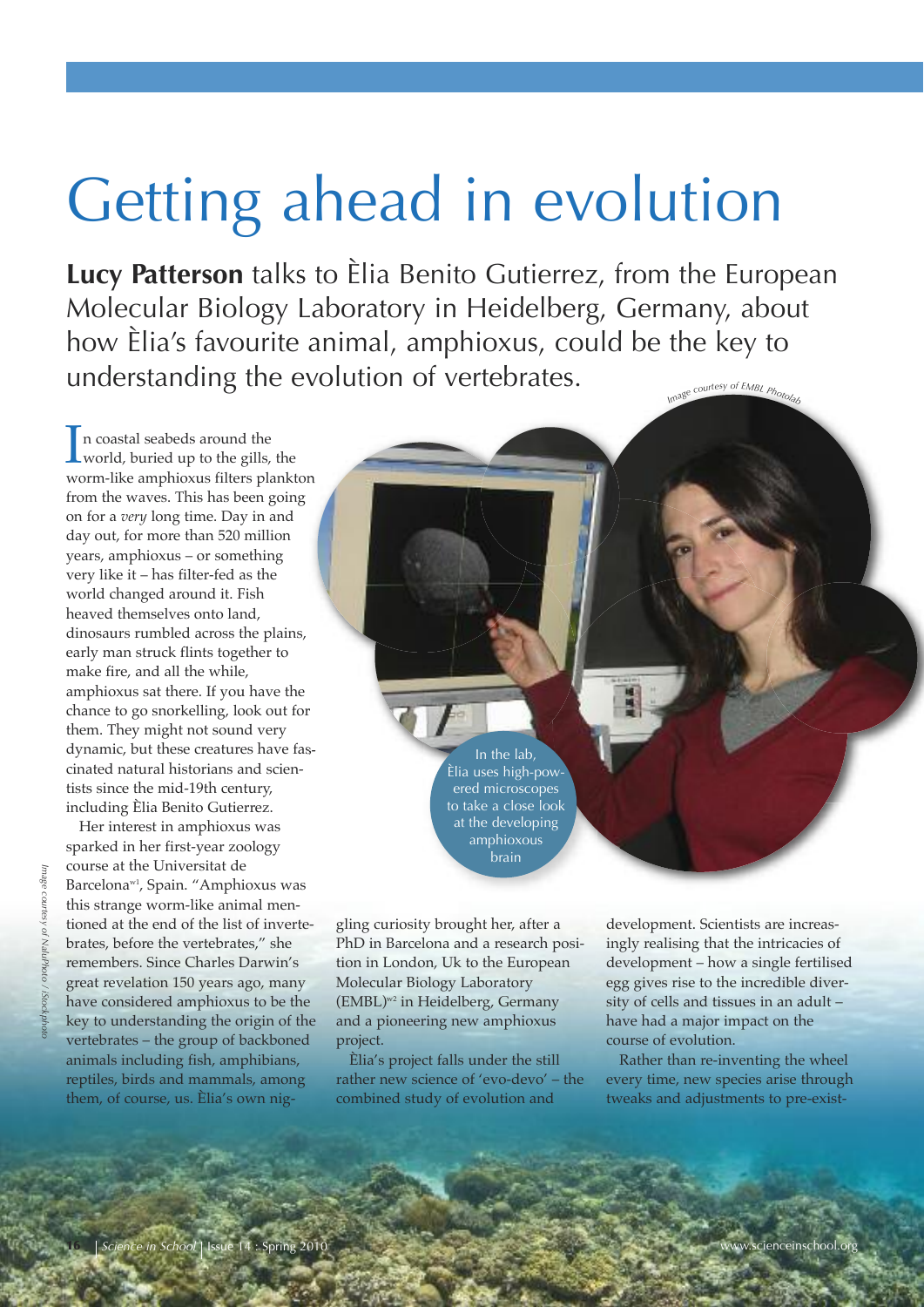# Getting ahead in evolution

**Lucy Patterson** talks to Èlia Benito Gutierrez, from the European Molecular Biology Laboratory in Heidelberg, Germany, about how Èlia's favourite animal, amphioxus, could be the key to understanding the evolution of vertebrates.

Image courtesy of EMBL Photolab

In the lab, Èlia uses high-powered microscopes to take a close look at the developing amphioxous brain

In coastal seabeds around the world, buried up to the gills, the worm-like amphioxus filters plankton from the waves. This has been going on for a *very* long time. Day in and day out, for more than 520 million years, amphioxus – or something very like it – has filter-fed as the world changed around it. Fish heaved themselves onto land, dinosaurs rumbled across the plains, early man struck flints together to make fire, and all the while, amphioxus sat there. If you have the chance to go snorkelling, look out for them. They might not sound very dynamic, but these creatures have fascinated natural historians and scientists since the mid-19th century, including Èlia Benito Gutierrez.

Her interest in amphioxus was sparked in her first-year zoology course at the Universitat de Barcelona[w1], Spain. "Amphioxus was this strange worm-like animal mentioned at the end of the list of invertebrates, before the vertebrates," she remembers. Since Charles Darwin's great revelation 150 years ago, many have considered amphioxus to be the key to understanding the origin of the vertebrates – the group of backboned animals including fish, amphibians, reptiles, birds and mammals, among them, of course, us. Èlia's own niggling curiosity brought her, after a PhD in Barcelona and a research position in London, Uk to the European Molecular Biology Laboratory (EMBL)[w2] in Heidelberg, Germany and a pioneering new amphioxus project.

Èlia's project falls under the still rather new science of 'evo-devo' – the combined study of evolution and development. Scientists are increasingly realising that the intricacies of development – how a single fertilised egg gives rise to the incredible diversity of cells and tissues in an adult – have had a major impact on the course of evolution.

Rather than re-inventing the wheel every time, new species arise through tweaks and adjustments to pre-exist-

Image courtesy of NaluPhoto / iStockphoto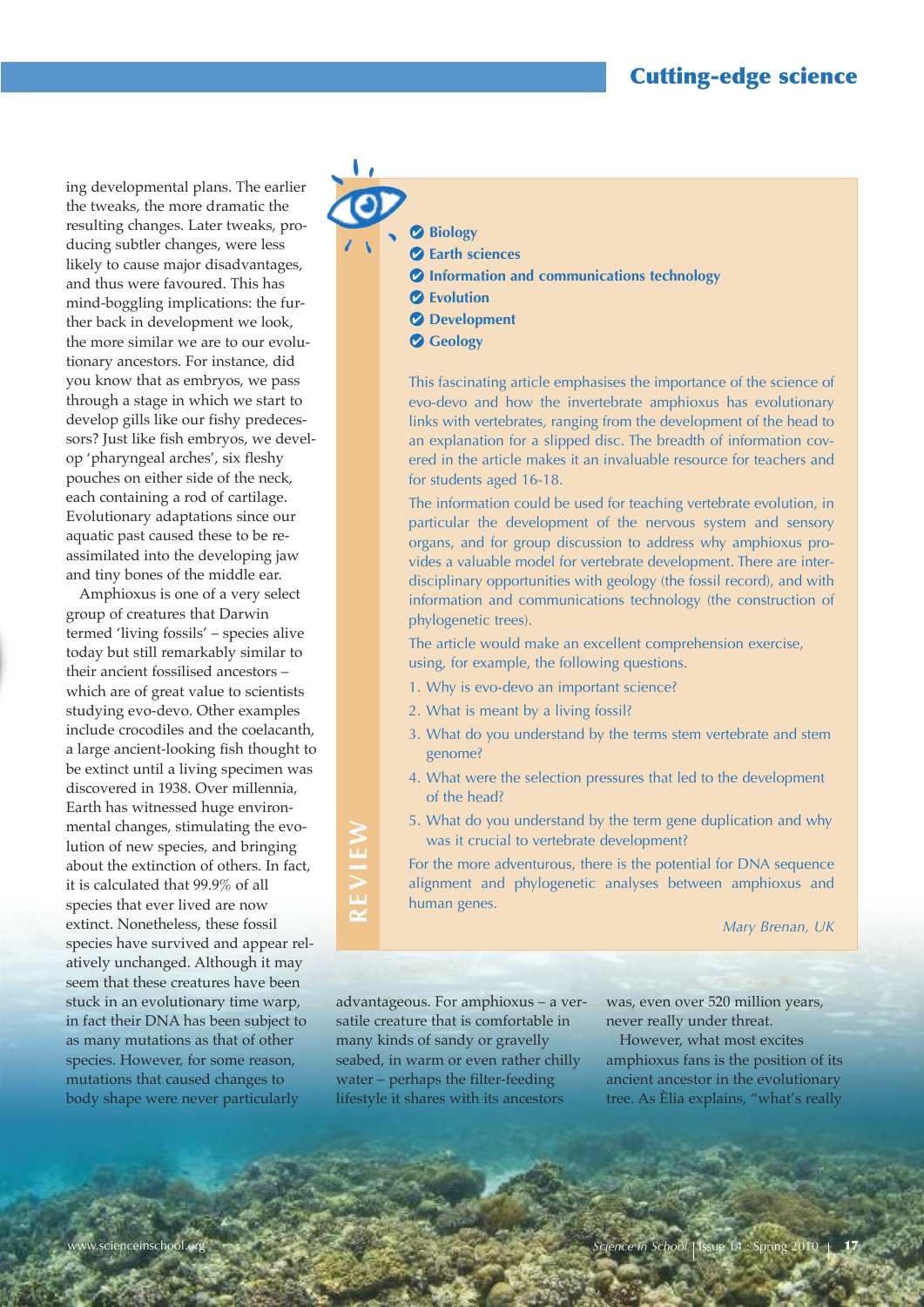ing developmental plans. The earlier the tweaks, the more dramatic the resulting changes. Later tweaks, producing subtler changes, were less likely to cause major disadvantages, and thus were favoured. This has mind-boggling implications: the further back in development we look, the more similar we are to our evolutionary ancestors. For instance, did you know that as embryos, we pass through a stage in which we start to develop gills like our fishy predecessors? Just like fish embryos, we develop 'pharyngeal arches', six fleshy pouches on either side of the neck, each containing a rod of cartilage. Evolutionary adaptations since our aquatic past caused these to be re-assimilated into the developing jaw and tiny bones of the middle ear.

Amphioxus is one of a very select group of creatures that Darwin termed 'living fossils' – species alive today but still remarkably similar to their ancient fossilised ancestors – which are of great value to scientists studying evo-devo. Other examples include crocodiles and the coelacanth, a large ancient-looking fish thought to be extinct until a living specimen was discovered in 1938. Over millennia, Earth has witnessed huge environmental changes, stimulating the evolution of new species, and bringing about the extinction of others. In fact, it is calculated that 99.9% of all species that ever lived are now extinct. Nonetheless, these fossil species have survived and appear relatively unchanged. Although it may seem that these creatures have been stuck in an evolutionary time warp, in fact their DNA has been subject to as many mutations as that of other species. However, for some reason, mutations that caused changes to body shape were never particularly advantageous. For amphioxus – a versatile creature that is comfortable in many kinds of sandy or gravelly seabed, in warm or even rather chilly water – perhaps the filter-feeding lifestyle it shares with its ancestors was, even over 520 million years, never really under threat.

However, what most excites amphioxus fans is the position of its ancient ancestor in the evolutionary tree. As Èlia explains, "what's really

**REVIEW**

- **Biology**
- **Earth sciences**
- **Information and communications technology**
- **Evolution**
- **Development**
- **Geology**

This fascinating article emphasises the importance of the science of evo-devo and how the invertebrate amphioxus has evolutionary links with vertebrates, ranging from the development of the head to an explanation for a slipped disc. The breadth of information covered in the article makes it an invaluable resource for teachers and for students aged 16-18.

The information could be used for teaching vertebrate evolution, in particular the development of the nervous system and sensory organs, and for group discussion to address why amphioxus provides a valuable model for vertebrate development. There are interdisciplinary opportunities with geology (the fossil record), and with information and communications technology (the construction of phylogenetic trees).

The article would make an excellent comprehension exercise, using, for example, the following questions.

1. Why is evo-devo an important science?
2. What is meant by a living fossil?
3. What do you understand by the terms stem vertebrate and stem genome?
4. What were the selection pressures that led to the development of the head?
5. What do you understand by the term gene duplication and why was it crucial to vertebrate development?

For the more adventurous, there is the potential for DNA sequence alignment and phylogenetic analyses between amphioxus and human genes.

*Mary Brenan, UK*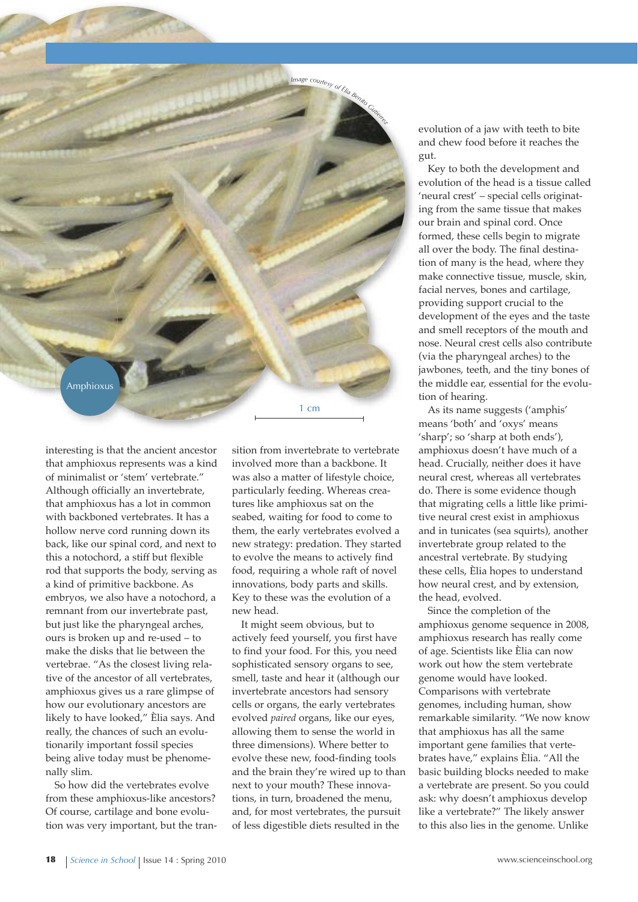Image courtesy of Èlia Benito Gutierrez

Amphioxus

1 cm

interesting is that the ancient ancestor that amphioxus represents was a kind of minimalist or 'stem' vertebrate." Although officially an invertebrate, that amphioxus has a lot in common with backboned vertebrates. It has a hollow nerve cord running down its back, like our spinal cord, and next to this a notochord, a stiff but flexible rod that supports the body, serving as a kind of primitive backbone. As embryos, we also have a notochord, a remnant from our invertebrate past, but just like the pharyngeal arches, ours is broken up and re-used – to make the disks that lie between the vertebrae. "As the closest living relative of the ancestor of all vertebrates, amphioxus gives us a rare glimpse of how our evolutionary ancestors are likely to have looked," Èlia says. And really, the chances of such an evolutionarily important fossil species being alive today must be phenomenally slim.

So how did the vertebrates evolve from these amphioxus-like ancestors? Of course, cartilage and bone evolution was very important, but the transition from invertebrate to vertebrate involved more than a backbone. It was also a matter of lifestyle choice, particularly feeding. Whereas creatures like amphioxus sat on the seabed, waiting for food to come to them, the early vertebrates evolved a new strategy: predation. They started to evolve the means to actively find food, requiring a whole raft of novel innovations, body parts and skills. Key to these was the evolution of a new head.

It might seem obvious, but to actively feed yourself, you first have to find your food. For this, you need sophisticated sensory organs to see, smell, taste and hear it (although our invertebrate ancestors had sensory cells or organs, the early vertebrates evolved *paired* organs, like our eyes, allowing them to sense the world in three dimensions). Where better to evolve these new, food-finding tools and the brain they're wired up to than next to your mouth? These innovations, in turn, broadened the menu, and, for most vertebrates, the pursuit of less digestible diets resulted in the evolution of a jaw with teeth to bite and chew food before it reaches the gut.

Key to both the development and evolution of the head is a tissue called 'neural crest' – special cells originating from the same tissue that makes our brain and spinal cord. Once formed, these cells begin to migrate all over the body. The final destination of many is the head, where they make connective tissue, muscle, skin, facial nerves, bones and cartilage, providing support crucial to the development of the eyes and the taste and smell receptors of the mouth and nose. Neural crest cells also contribute (via the pharyngeal arches) to the jawbones, teeth, and the tiny bones of the middle ear, essential for the evolution of hearing.

As its name suggests ('amphis' means 'both' and 'oxys' means 'sharp'; so 'sharp at both ends'), amphioxus doesn't have much of a head. Crucially, neither does it have neural crest, whereas all vertebrates do. There is some evidence though that migrating cells a little like primitive neural crest exist in amphioxus and in tunicates (sea squirts), another invertebrate group related to the ancestral vertebrate. By studying these cells, Èlia hopes to understand how neural crest, and by extension, the head, evolved.

Since the completion of the amphioxus genome sequence in 2008, amphioxus research has really come of age. Scientists like Èlia can now work out how the stem vertebrate genome would have looked. Comparisons with vertebrate genomes, including human, show remarkable similarity. "We now know that amphioxus has all the same important gene families that vertebrates have," explains Èlia. "All the basic building blocks needed to make a vertebrate are present. So you could ask: why doesn't amphioxus develop like a vertebrate?" The likely answer to this also lies in the genome. Unlike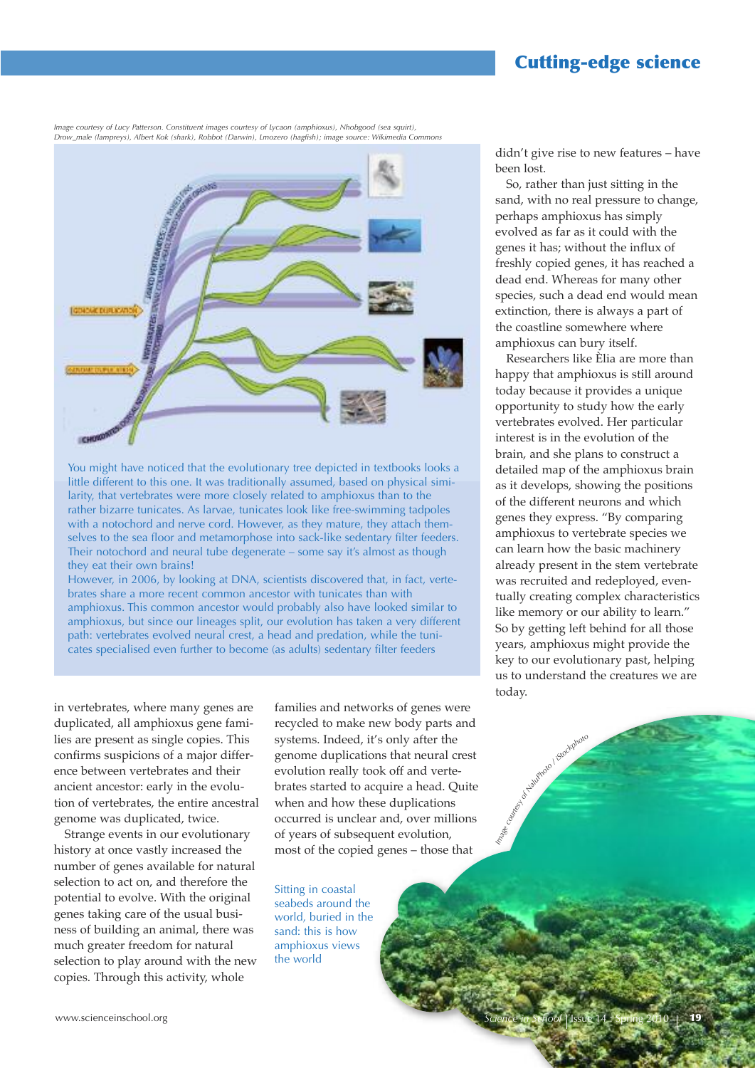Image courtesy of Lucy Patterson. Constituent images courtesy of Lycaon (amphioxus), Nhobgood (sea squirt), Drow_male (lampreys), Albert Kok (shark), Robbot (Darwin), Lmozero (hagfish); image source: Wikimedia Commons

You might have noticed that the evolutionary tree depicted in textbooks looks a little different to this one. It was traditionally assumed, based on physical similarity, that vertebrates were more closely related to amphioxus than to the rather bizarre tunicates. As larvae, tunicates look like free-swimming tadpoles with a notochord and nerve cord. However, as they mature, they attach themselves to the sea floor and metamorphose into sack-like sedentary filter feeders. Their notochord and neural tube degenerate – some say it's almost as though they eat their own brains!

However, in 2006, by looking at DNA, scientists discovered that, in fact, vertebrates share a more recent common ancestor with tunicates than with amphioxus. This common ancestor would probably also have looked similar to amphioxus, but since our lineages split, our evolution has taken a very different path: vertebrates evolved neural crest, a head and predation, while the tunicates specialised even further to become (as adults) sedentary filter feeders

in vertebrates, where many genes are duplicated, all amphioxus gene families are present as single copies. This confirms suspicions of a major difference between vertebrates and their ancient ancestor: early in the evolution of vertebrates, the entire ancestral genome was duplicated, twice.

Strange events in our evolutionary history at once vastly increased the number of genes available for natural selection to act on, and therefore the potential to evolve. With the original genes taking care of the usual business of building an animal, there was much greater freedom for natural selection to play around with the new copies. Through this activity, whole families and networks of genes were recycled to make new body parts and systems. Indeed, it's only after the genome duplications that neural crest evolution really took off and vertebrates started to acquire a head. Quite when and how these duplications occurred is unclear and, over millions of years of subsequent evolution, most of the copied genes – those that didn't give rise to new features – have been lost.

So, rather than just sitting in the sand, with no real pressure to change, perhaps amphioxus has simply evolved as far as it could with the genes it has; without the influx of freshly copied genes, it has reached a dead end. Whereas for many other species, such a dead end would mean extinction, there is always a part of the coastline somewhere where amphioxus can bury itself.

Researchers like Èlia are more than happy that amphioxus is still around today because it provides a unique opportunity to study how the early vertebrates evolved. Her particular interest is in the evolution of the brain, and she plans to construct a detailed map of the amphioxus brain as it develops, showing the positions of the different neurons and which genes they express. "By comparing amphioxus to vertebrate species we can learn how the basic machinery already present in the stem vertebrate was recruited and redeployed, eventually creating complex characteristics like memory or our ability to learn." So by getting left behind for all those years, amphioxus might provide the key to our evolutionary past, helping us to understand the creatures we are today.

Image courtesy of NaluPhoto / iStockphoto

Sitting in coastal seabeds around the world, buried in the sand: this is how amphioxus views the world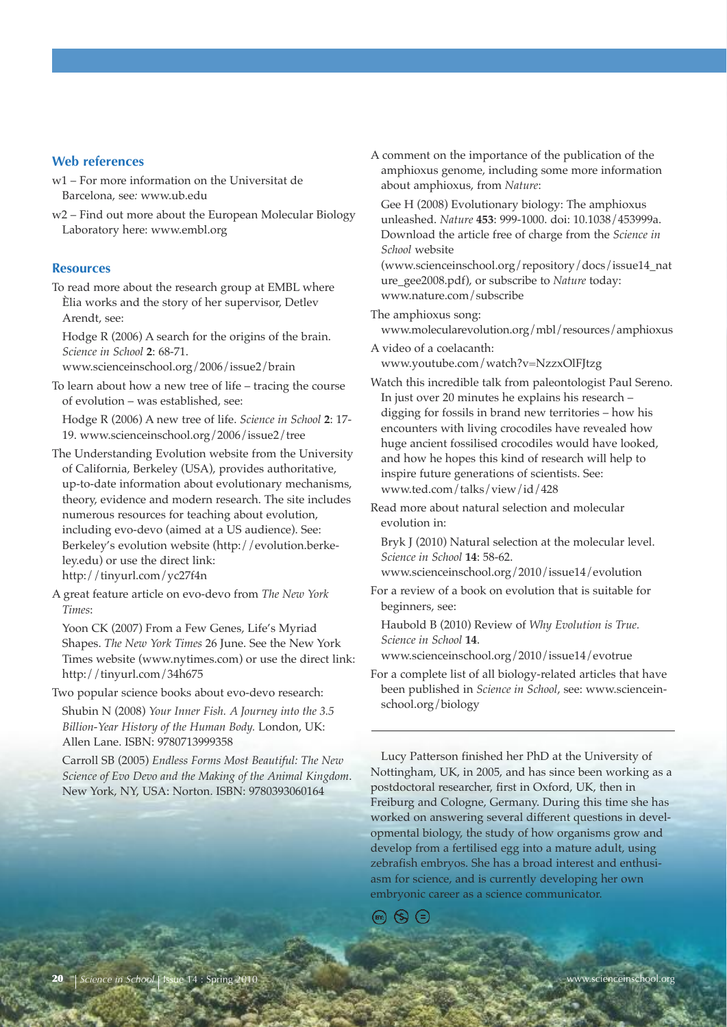## Web references

w1 – For more information on the Universitat de Barcelona, see: www.ub.edu

w2 – Find out more about the European Molecular Biology Laboratory here: www.embl.org

## Resources

To read more about the research group at EMBL where Èlia works and the story of her supervisor, Detlev Arendt, see:

Hodge R (2006) A search for the origins of the brain. *Science in School* **2**: 68-71. www.scienceinschool.org/2006/issue2/brain

To learn about how a new tree of life – tracing the course of evolution – was established, see:

Hodge R (2006) A new tree of life. *Science in School* **2**: 17-19. www.scienceinschool.org/2006/issue2/tree

The Understanding Evolution website from the University of California, Berkeley (USA), provides authoritative, up-to-date information about evolutionary mechanisms, theory, evidence and modern research. The site includes numerous resources for teaching about evolution, including evo-devo (aimed at a US audience). See: Berkeley's evolution website (http://evolution.berkeley.edu) or use the direct link: http://tinyurl.com/yc27f4n

A great feature article on evo-devo from *The New York Times*:

Yoon CK (2007) From a Few Genes, Life's Myriad Shapes. *The New York Times* 26 June. See the New York Times website (www.nytimes.com) or use the direct link: http://tinyurl.com/34h675

Two popular science books about evo-devo research:

Shubin N (2008) *Your Inner Fish. A Journey into the 3.5 Billion-Year History of the Human Body.* London, UK: Allen Lane. ISBN: 9780713999358

Carroll SB (2005) *Endless Forms Most Beautiful: The New Science of Evo Devo and the Making of the Animal Kingdom.* New York, NY, USA: Norton. ISBN: 9780393060164

A comment on the importance of the publication of the amphioxus genome, including some more information about amphioxus, from *Nature*:

Gee H (2008) Evolutionary biology: The amphioxus unleashed. *Nature* **453**: 999-1000. doi: 10.1038/453999a. Download the article free of charge from the *Science in School* website (www.scienceinschool.org/repository/docs/issue14_nature_gee2008.pdf), or subscribe to *Nature* today: www.nature.com/subscribe

The amphioxus song: www.molecularevolution.org/mbl/resources/amphioxus

A video of a coelacanth: www.youtube.com/watch?v=NzzxOlFJtzg

Watch this incredible talk from paleontologist Paul Sereno. In just over 20 minutes he explains his research – digging for fossils in brand new territories – how his encounters with living crocodiles have revealed how huge ancient fossilised crocodiles would have looked, and how he hopes this kind of research will help to inspire future generations of scientists. See: www.ted.com/talks/view/id/428

Read more about natural selection and molecular evolution in:

Bryk J (2010) Natural selection at the molecular level. *Science in School* **14**: 58-62. www.scienceinschool.org/2010/issue14/evolution

For a review of a book on evolution that is suitable for beginners, see:

Haubold B (2010) Review of *Why Evolution is True. Science in School* **14**. www.scienceinschool.org/2010/issue14/evotrue

For a complete list of all biology-related articles that have been published in *Science in School*, see: www.scienceinschool.org/biology

---

Lucy Patterson finished her PhD at the University of Nottingham, UK, in 2005, and has since been working as a postdoctoral researcher, first in Oxford, UK, then in Freiburg and Cologne, Germany. During this time she has worked on answering several different questions in developmental biology, the study of how organisms grow and develop from a fertilised egg into a mature adult, using zebrafish embryos. She has a broad interest and enthusiasm for science, and is currently developing her own embryonic career as a science communicator.